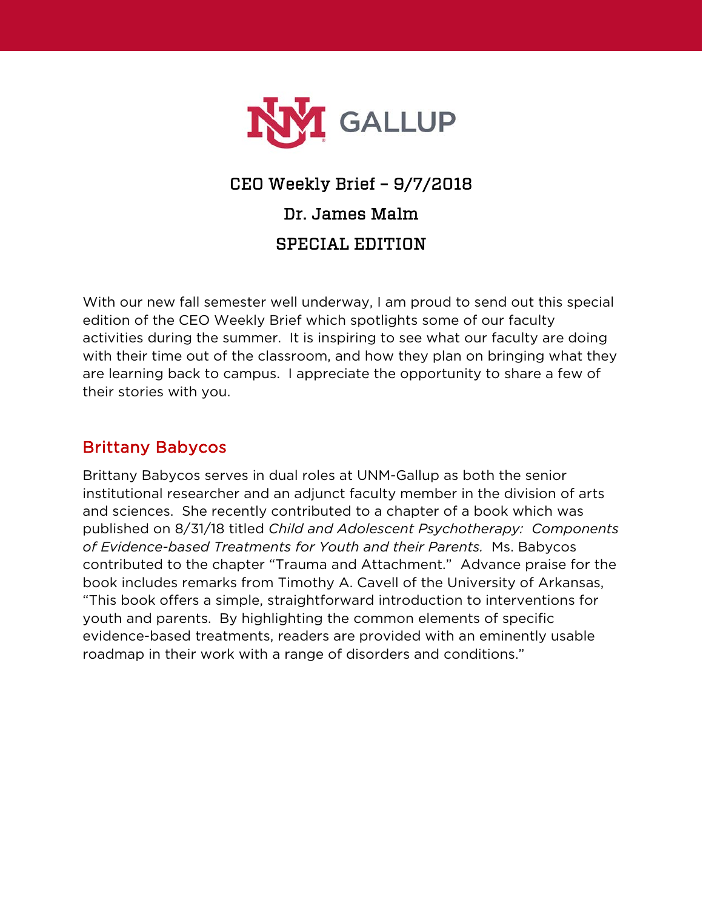# UNM GALLUP

## CEO Weekly Brief – 9/7/2018

## Dr. James Malm

## SPECIAL EDITION

With our new fall semester well underway, I am proud to send out this special edition of the CEO Weekly Brief which spotlights some of our faculty activities during the summer. It is inspiring to see what our faculty are doing with their time out of the classroom, and how they plan on bringing what they are learning back to campus. I appreciate the opportunity to share a few of their stories with you.

### Brittany Babycos

Brittany Babycos serves in dual roles at UNM-Gallup as both the senior institutional researcher and an adjunct faculty member in the division of arts and sciences. She recently contributed to a chapter of a book which was published on 8/31/18 titled *Child and Adolescent Psychotherapy: Components of Evidence-based Treatments for Youth and their Parents.* Ms. Babycos contributed to the chapter "Trauma and Attachment." Advance praise for the book includes remarks from Timothy A. Cavell of the University of Arkansas, "This book offers a simple, straightforward introduction to interventions for youth and parents. By highlighting the common elements of specific evidence-based treatments, readers are provided with an eminently usable roadmap in their work with a range of disorders and conditions."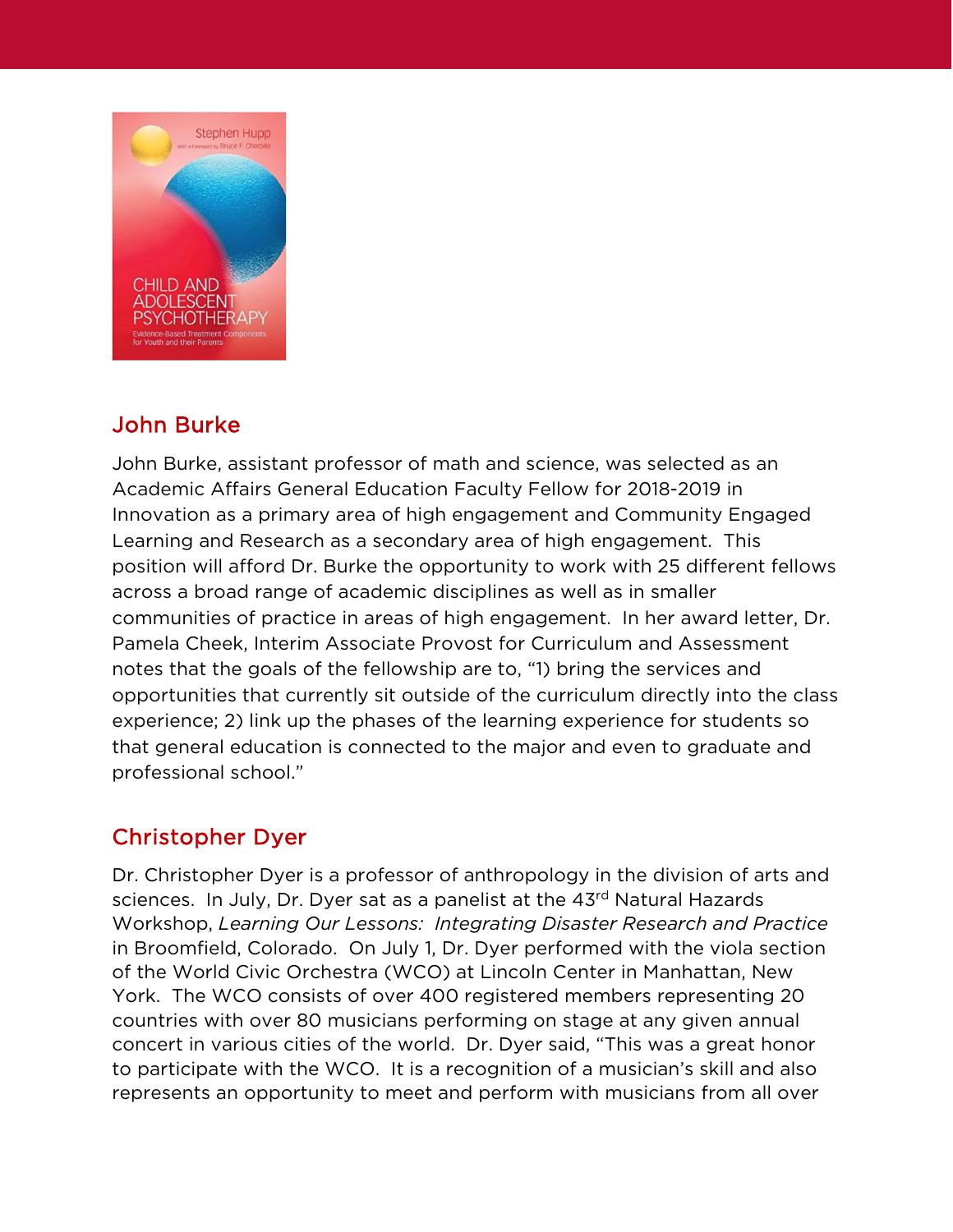## John Burke

John Burke, assistant professor of math and science, was selected as an Academic Affairs General Education Faculty Fellow for 2018-2019 in Innovation as a primary area of high engagement and Community Engaged Learning and Research as a secondary area of high engagement. This position will afford Dr. Burke the opportunity to work with 25 different fellows across a broad range of academic disciplines as well as in smaller communities of practice in areas of high engagement. In her award letter, Dr. Pamela Cheek, Interim Associate Provost for Curriculum and Assessment notes that the goals of the fellowship are to, "1) bring the services and opportunities that currently sit outside of the curriculum directly into the class experience; 2) link up the phases of the learning experience for students so that general education is connected to the major and even to graduate and professional school."

## Christopher Dyer

Dr. Christopher Dyer is a professor of anthropology in the division of arts and sciences. In July, Dr. Dyer sat as a panelist at the 43rd Natural Hazards Workshop, *Learning Our Lessons: Integrating Disaster Research and Practice* in Broomfield, Colorado. On July 1, Dr. Dyer performed with the viola section of the World Civic Orchestra (WCO) at Lincoln Center in Manhattan, New York. The WCO consists of over 400 registered members representing 20 countries with over 80 musicians performing on stage at any given annual concert in various cities of the world. Dr. Dyer said, "This was a great honor to participate with the WCO. It is a recognition of a musician's skill and also represents an opportunity to meet and perform with musicians from all over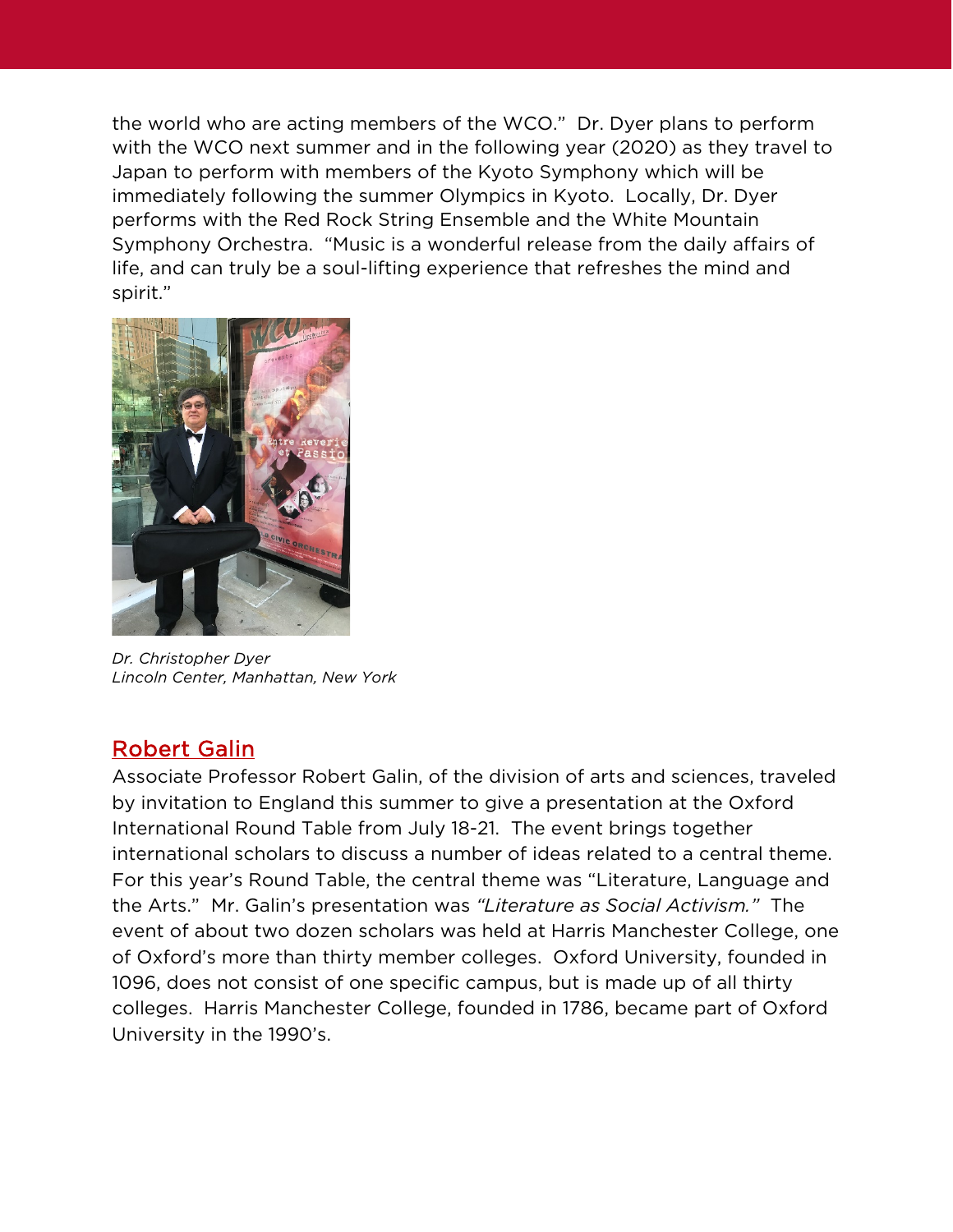the world who are acting members of the WCO." Dr. Dyer plans to perform with the WCO next summer and in the following year (2020) as they travel to Japan to perform with members of the Kyoto Symphony which will be immediately following the summer Olympics in Kyoto. Locally, Dr. Dyer performs with the Red Rock String Ensemble and the White Mountain Symphony Orchestra. "Music is a wonderful release from the daily affairs of life, and can truly be a soul-lifting experience that refreshes the mind and spirit."

*Dr. Christopher Dyer*
*Lincoln Center, Manhattan, New York*

## Robert Galin

Associate Professor Robert Galin, of the division of arts and sciences, traveled by invitation to England this summer to give a presentation at the Oxford International Round Table from July 18-21. The event brings together international scholars to discuss a number of ideas related to a central theme. For this year's Round Table, the central theme was "Literature, Language and the Arts." Mr. Galin's presentation was *"Literature as Social Activism."* The event of about two dozen scholars was held at Harris Manchester College, one of Oxford's more than thirty member colleges. Oxford University, founded in 1096, does not consist of one specific campus, but is made up of all thirty colleges. Harris Manchester College, founded in 1786, became part of Oxford University in the 1990's.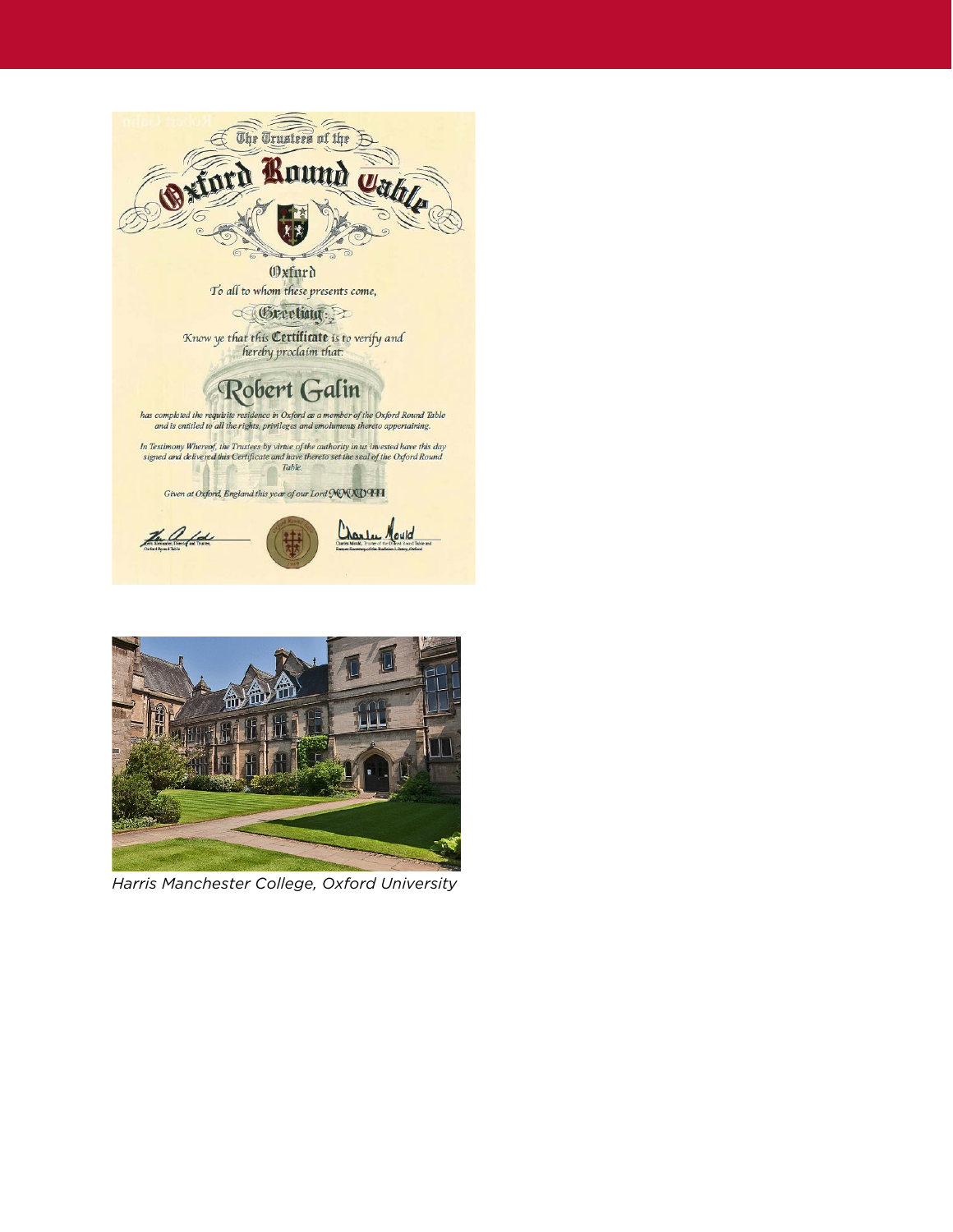The Trustees of the

Oxford Round Table

Oxford

To all to whom these presents come,

Greeting:

Know ye that this Certificate is to verify and hereby proclaim that:

Robert Galin

has completed the requisite residence in Oxford as a member of the Oxford Round Table and is entitled to all the rights, privileges and emoluments thereto appertaining.

In Testimony Whereof, the Trustees by virtue of the authority in us invested have this day signed and delivered this Certificate and have thereto set the seal of the Oxford Round Table.

Given at Oxford, England this year of our Lord MMXVIII

Harris Manchester College, Oxford University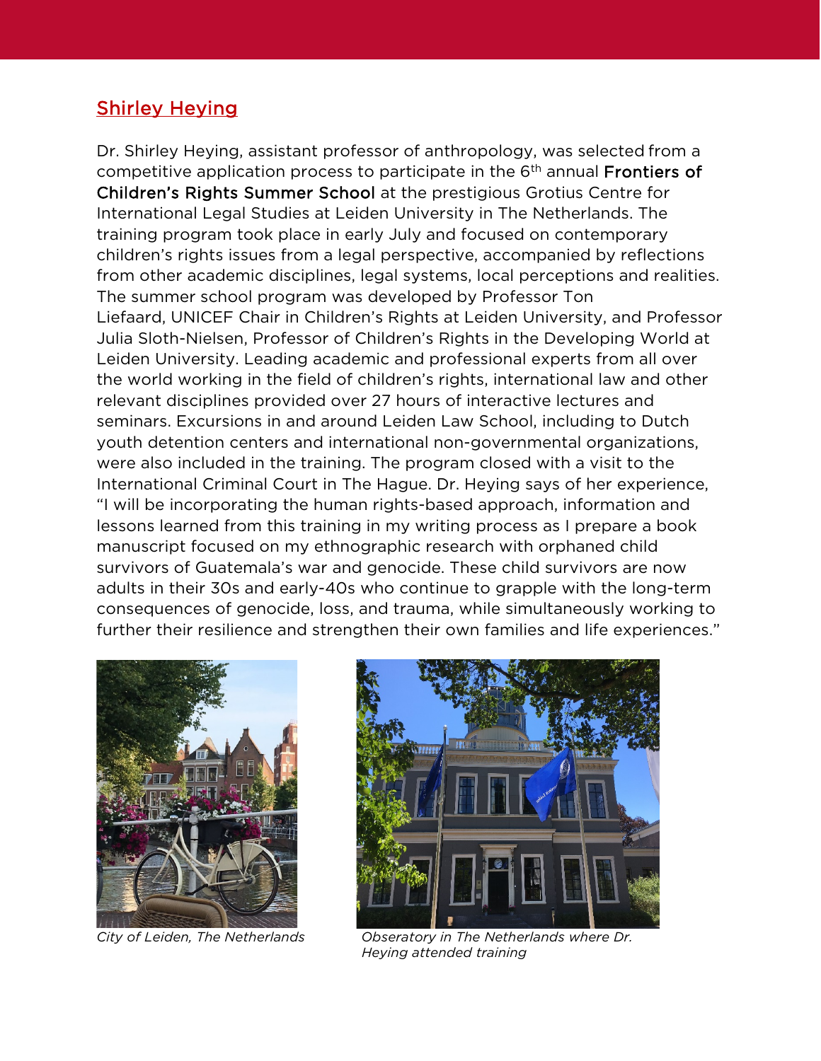## Shirley Heying

Dr. Shirley Heying, assistant professor of anthropology, was selected from a competitive application process to participate in the 6th annual **Frontiers of Children's Rights Summer School** at the prestigious Grotius Centre for International Legal Studies at Leiden University in The Netherlands. The training program took place in early July and focused on contemporary children's rights issues from a legal perspective, accompanied by reflections from other academic disciplines, legal systems, local perceptions and realities. The summer school program was developed by Professor Ton Liefaard, UNICEF Chair in Children's Rights at Leiden University, and Professor Julia Sloth-Nielsen, Professor of Children's Rights in the Developing World at Leiden University. Leading academic and professional experts from all over the world working in the field of children's rights, international law and other relevant disciplines provided over 27 hours of interactive lectures and seminars. Excursions in and around Leiden Law School, including to Dutch youth detention centers and international non-governmental organizations, were also included in the training. The program closed with a visit to the International Criminal Court in The Hague. Dr. Heying says of her experience, "I will be incorporating the human rights-based approach, information and lessons learned from this training in my writing process as I prepare a book manuscript focused on my ethnographic research with orphaned child survivors of Guatemala's war and genocide. These child survivors are now adults in their 30s and early-40s who continue to grapple with the long-term consequences of genocide, loss, and trauma, while simultaneously working to further their resilience and strengthen their own families and life experiences."

*City of Leiden, The Netherlands*

*Observatory in The Netherlands where Dr. Heying attended training*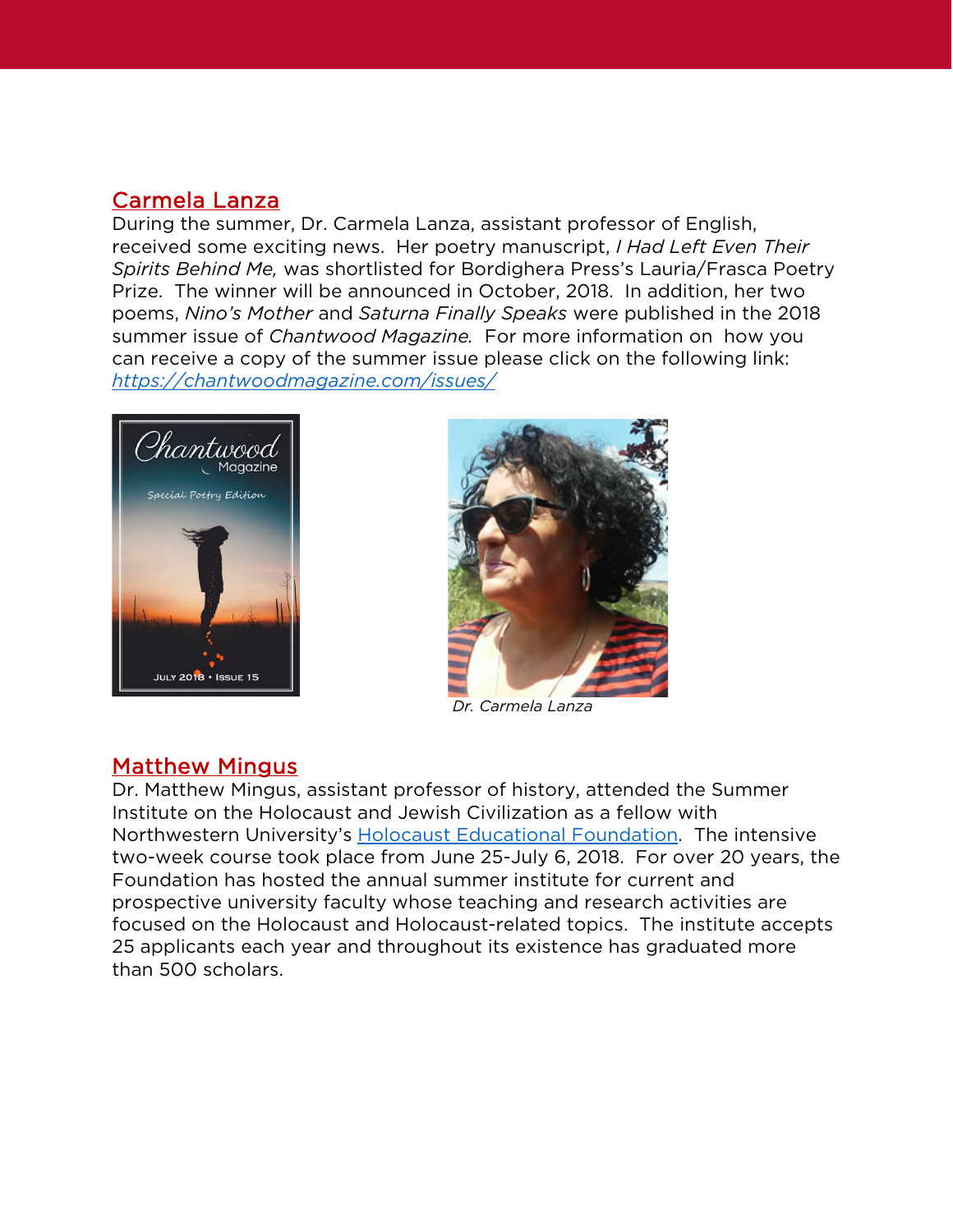## Carmela Lanza

During the summer, Dr. Carmela Lanza, assistant professor of English, received some exciting news. Her poetry manuscript, *I Had Left Even Their Spirits Behind Me,* was shortlisted for Bordighera Press's Lauria/Frasca Poetry Prize. The winner will be announced in October, 2018. In addition, her two poems, *Nino's Mother* and *Saturna Finally Speaks* were published in the 2018 summer issue of *Chantwood Magazine.* For more information on how you can receive a copy of the summer issue please click on the following link: [https://chantwoodmagazine.com/issues/](https://chantwoodmagazine.com/issues/)

*Dr. Carmela Lanza*

## Matthew Mingus

Dr. Matthew Mingus, assistant professor of history, attended the Summer Institute on the Holocaust and Jewish Civilization as a fellow with Northwestern University's Holocaust Educational Foundation. The intensive two-week course took place from June 25-July 6, 2018. For over 20 years, the Foundation has hosted the annual summer institute for current and prospective university faculty whose teaching and research activities are focused on the Holocaust and Holocaust-related topics. The institute accepts 25 applicants each year and throughout its existence has graduated more than 500 scholars.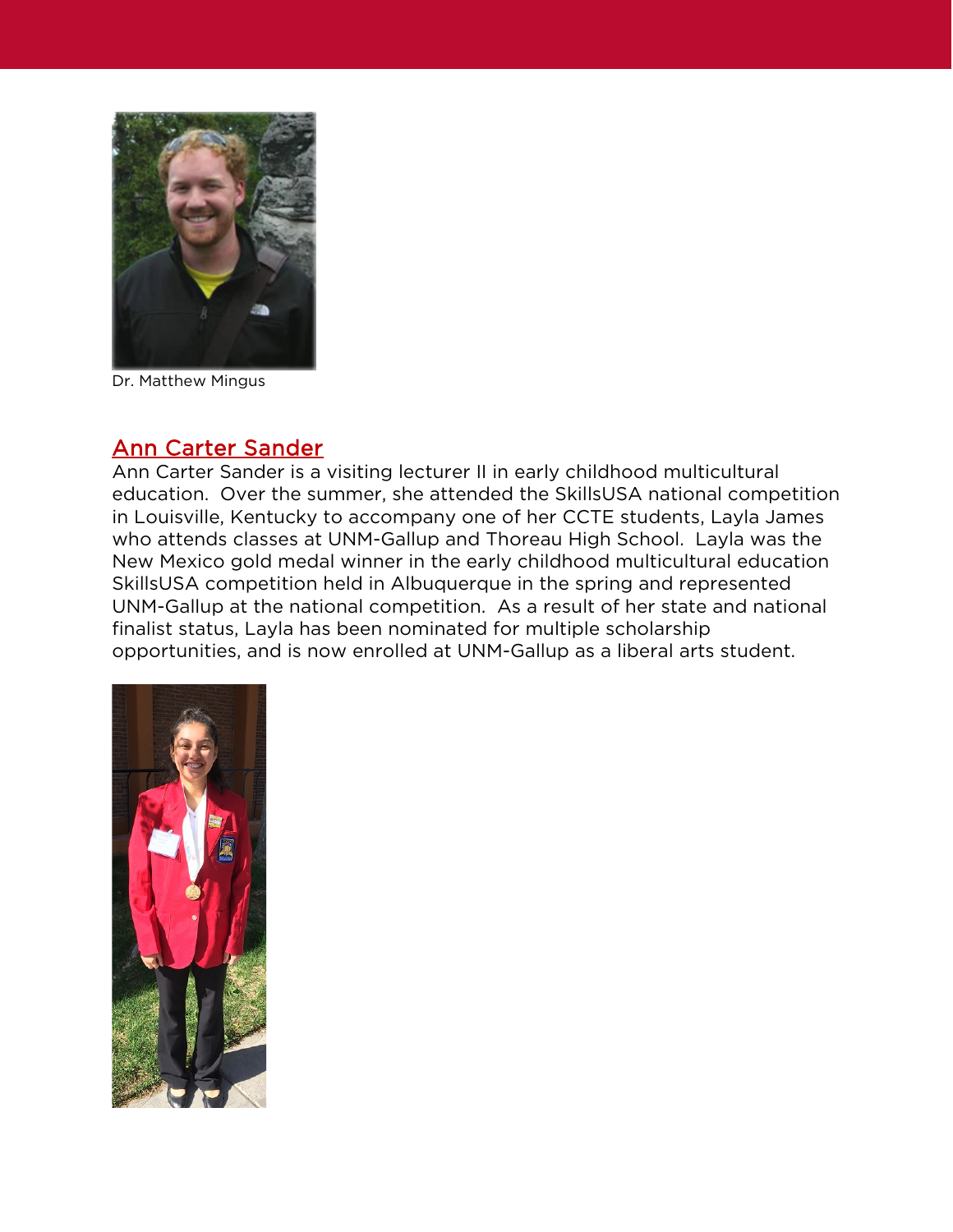Dr. Matthew Mingus

## Ann Carter Sander

Ann Carter Sander is a visiting lecturer II in early childhood multicultural education. Over the summer, she attended the SkillsUSA national competition in Louisville, Kentucky to accompany one of her CCTE students, Layla James who attends classes at UNM-Gallup and Thoreau High School. Layla was the New Mexico gold medal winner in the early childhood multicultural education SkillsUSA competition held in Albuquerque in the spring and represented UNM-Gallup at the national competition. As a result of her state and national finalist status, Layla has been nominated for multiple scholarship opportunities, and is now enrolled at UNM-Gallup as a liberal arts student.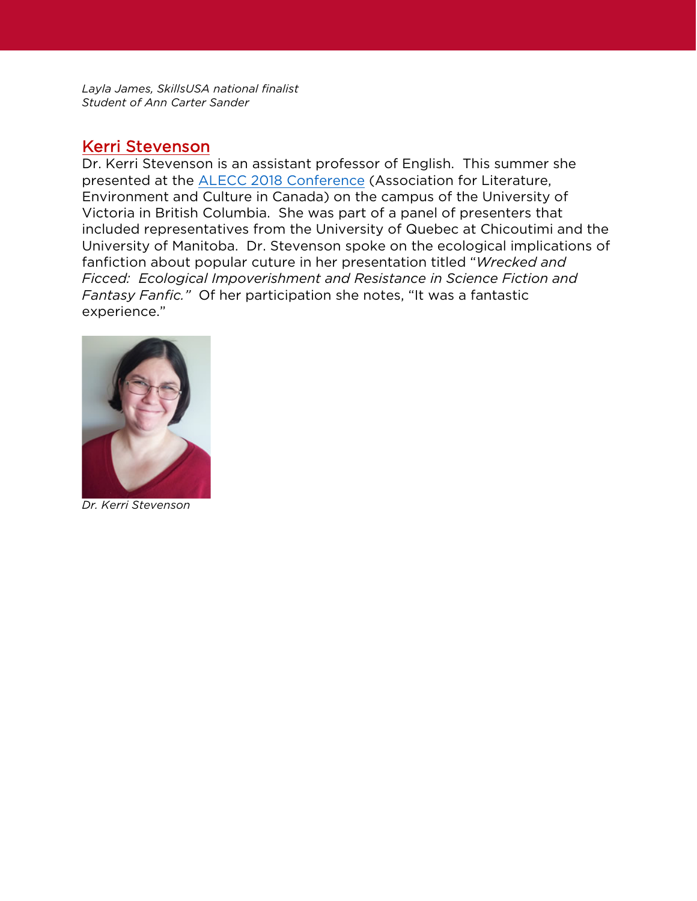*Layla James, SkillsUSA national finalist*
*Student of Ann Carter Sander*

## Kerri Stevenson

Dr. Kerri Stevenson is an assistant professor of English. This summer she presented at the ALECC 2018 Conference (Association for Literature, Environment and Culture in Canada) on the campus of the University of Victoria in British Columbia. She was part of a panel of presenters that included representatives from the University of Quebec at Chicoutimi and the University of Manitoba. Dr. Stevenson spoke on the ecological implications of fanfiction about popular cuture in her presentation titled "*Wrecked and Ficced: Ecological Impoverishment and Resistance in Science Fiction and Fantasy Fanfic.*" Of her participation she notes, "It was a fantastic experience."

*Dr. Kerri Stevenson*